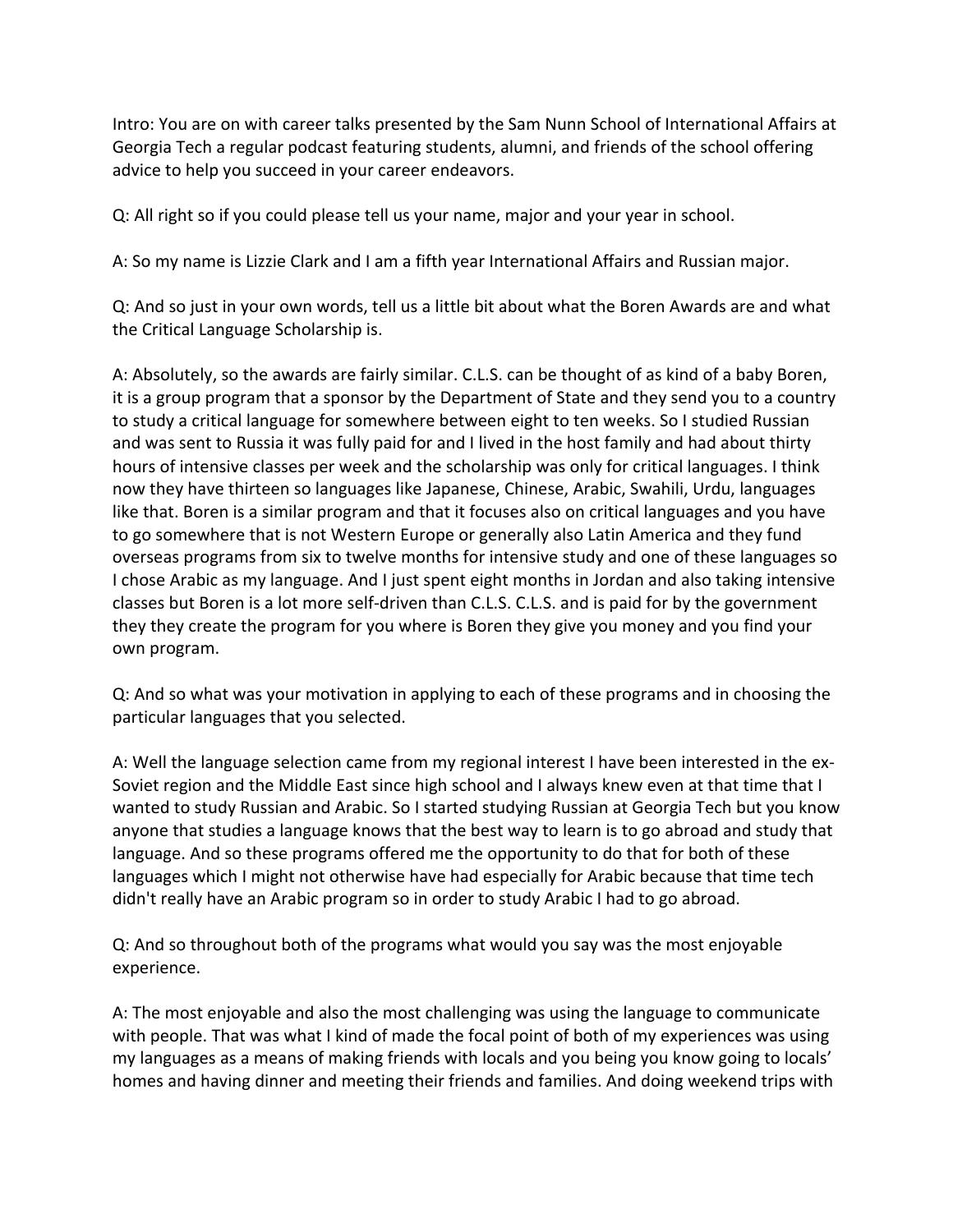Intro: You are on with career talks presented by the Sam Nunn School of International Affairs at Georgia Tech a regular podcast featuring students, alumni, and friends of the school offering advice to help you succeed in your career endeavors.

Q: All right so if you could please tell us your name, major and your year in school.

A: So my name is Lizzie Clark and I am a fifth year International Affairs and Russian major.

Q: And so just in your own words, tell us a little bit about what the Boren Awards are and what the Critical Language Scholarship is.

A: Absolutely, so the awards are fairly similar. C.L.S. can be thought of as kind of a baby Boren, it is a group program that a sponsor by the Department of State and they send you to a country to study a critical language for somewhere between eight to ten weeks. So I studied Russian and was sent to Russia it was fully paid for and I lived in the host family and had about thirty hours of intensive classes per week and the scholarship was only for critical languages. I think now they have thirteen so languages like Japanese, Chinese, Arabic, Swahili, Urdu, languages like that. Boren is a similar program and that it focuses also on critical languages and you have to go somewhere that is not Western Europe or generally also Latin America and they fund overseas programs from six to twelve months for intensive study and one of these languages so I chose Arabic as my language. And I just spent eight months in Jordan and also taking intensive classes but Boren is a lot more self-driven than C.L.S. C.L.S. and is paid for by the government they they create the program for you where is Boren they give you money and you find your own program.

Q: And so what was your motivation in applying to each of these programs and in choosing the particular languages that you selected.

A: Well the language selection came from my regional interest I have been interested in the ex-Soviet region and the Middle East since high school and I always knew even at that time that I wanted to study Russian and Arabic. So I started studying Russian at Georgia Tech but you know anyone that studies a language knows that the best way to learn is to go abroad and study that language. And so these programs offered me the opportunity to do that for both of these languages which I might not otherwise have had especially for Arabic because that time tech didn't really have an Arabic program so in order to study Arabic I had to go abroad.

Q: And so throughout both of the programs what would you say was the most enjoyable experience.

A: The most enjoyable and also the most challenging was using the language to communicate with people. That was what I kind of made the focal point of both of my experiences was using my languages as a means of making friends with locals and you being you know going to locals' homes and having dinner and meeting their friends and families. And doing weekend trips with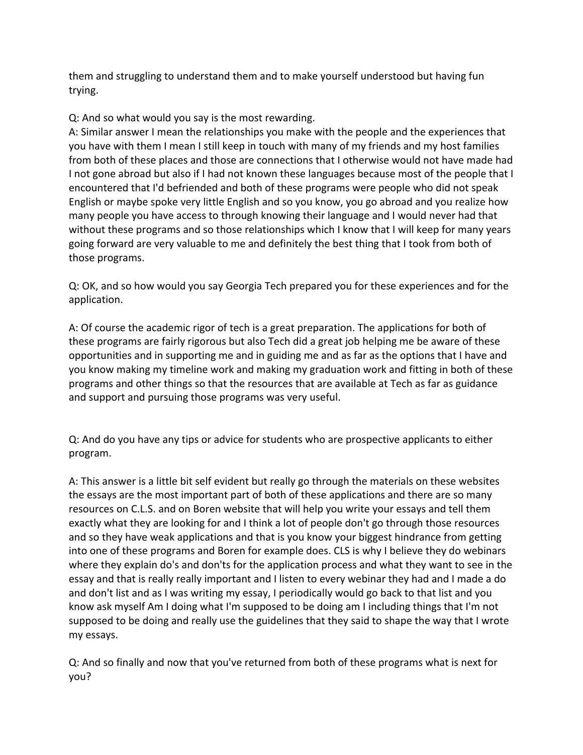them and struggling to understand them and to make yourself understood but having fun trying.

Q: And so what would you say is the most rewarding.
A: Similar answer I mean the relationships you make with the people and the experiences that you have with them I mean I still keep in touch with many of my friends and my host families from both of these places and those are connections that I otherwise would not have made had I not gone abroad but also if I had not known these languages because most of the people that I encountered that I'd befriended and both of these programs were people who did not speak English or maybe spoke very little English and so you know, you go abroad and you realize how many people you have access to through knowing their language and I would never had that without these programs and so those relationships which I know that I will keep for many years going forward are very valuable to me and definitely the best thing that I took from both of those programs.

Q: OK, and so how would you say Georgia Tech prepared you for these experiences and for the application.

A: Of course the academic rigor of tech is a great preparation. The applications for both of these programs are fairly rigorous but also Tech did a great job helping me be aware of these opportunities and in supporting me and in guiding me and as far as the options that I have and you know making my timeline work and making my graduation work and fitting in both of these programs and other things so that the resources that are available at Tech as far as guidance and support and pursuing those programs was very useful.

Q: And do you have any tips or advice for students who are prospective applicants to either program.

A: This answer is a little bit self evident but really go through the materials on these websites the essays are the most important part of both of these applications and there are so many resources on C.L.S. and on Boren website that will help you write your essays and tell them exactly what they are looking for and I think a lot of people don't go through those resources and so they have weak applications and that is you know your biggest hindrance from getting into one of these programs and Boren for example does. CLS is why I believe they do webinars where they explain do's and don'ts for the application process and what they want to see in the essay and that is really really important and I listen to every webinar they had and I made a do and don't list and as I was writing my essay, I periodically would go back to that list and you know ask myself Am I doing what I'm supposed to be doing am I including things that I'm not supposed to be doing and really use the guidelines that they said to shape the way that I wrote my essays.

Q: And so finally and now that you've returned from both of these programs what is next for you?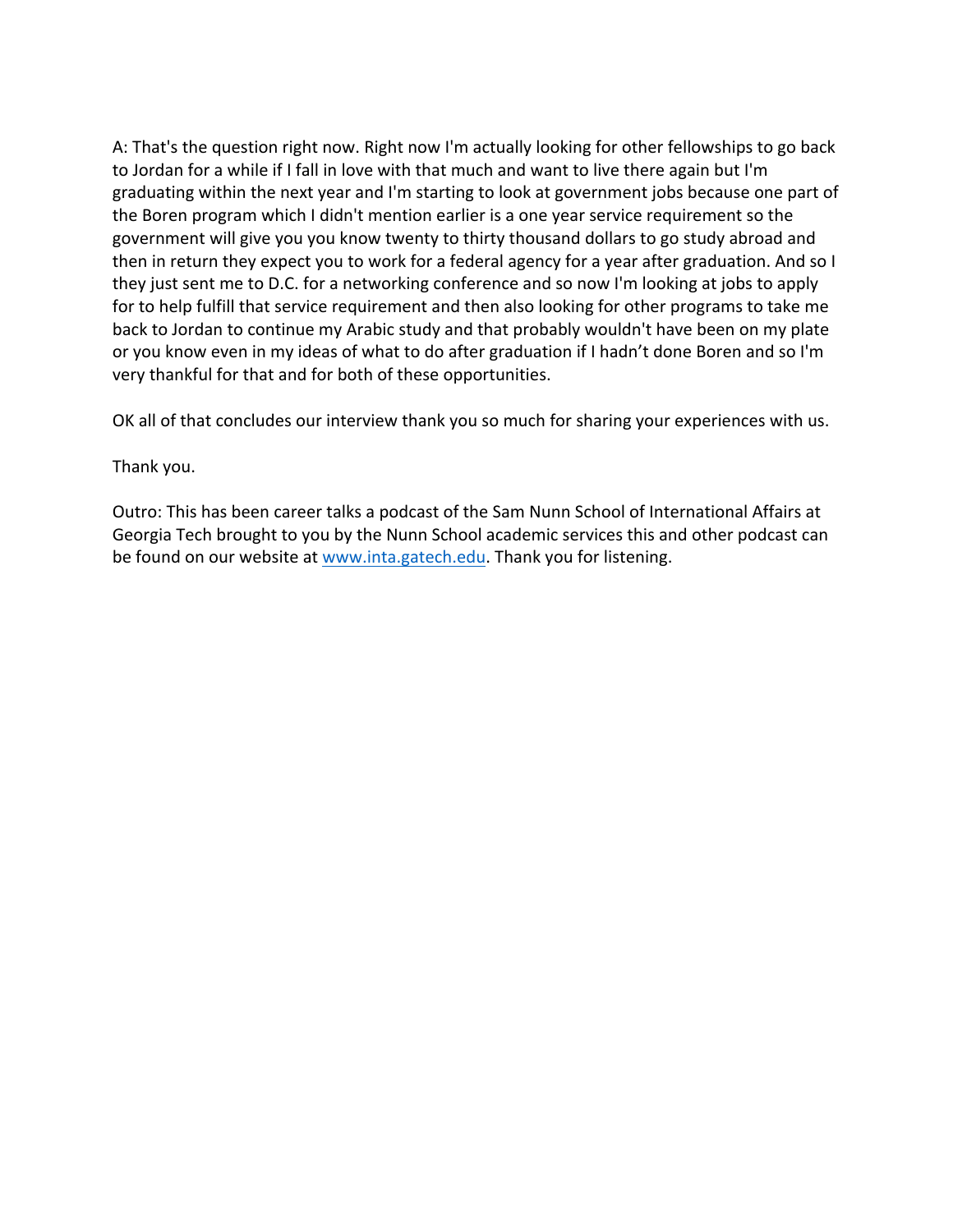A: That's the question right now. Right now I'm actually looking for other fellowships to go back to Jordan for a while if I fall in love with that much and want to live there again but I'm graduating within the next year and I'm starting to look at government jobs because one part of the Boren program which I didn't mention earlier is a one year service requirement so the government will give you you know twenty to thirty thousand dollars to go study abroad and then in return they expect you to work for a federal agency for a year after graduation. And so I they just sent me to D.C. for a networking conference and so now I'm looking at jobs to apply for to help fulfill that service requirement and then also looking for other programs to take me back to Jordan to continue my Arabic study and that probably wouldn't have been on my plate or you know even in my ideas of what to do after graduation if I hadn't done Boren and so I'm very thankful for that and for both of these opportunities.

OK all of that concludes our interview thank you so much for sharing your experiences with us.

Thank you.

Outro: This has been career talks a podcast of the Sam Nunn School of International Affairs at Georgia Tech brought to you by the Nunn School academic services this and other podcast can be found on our website at [www.inta.gatech.edu](http://www.inta.gatech.edu). Thank you for listening.